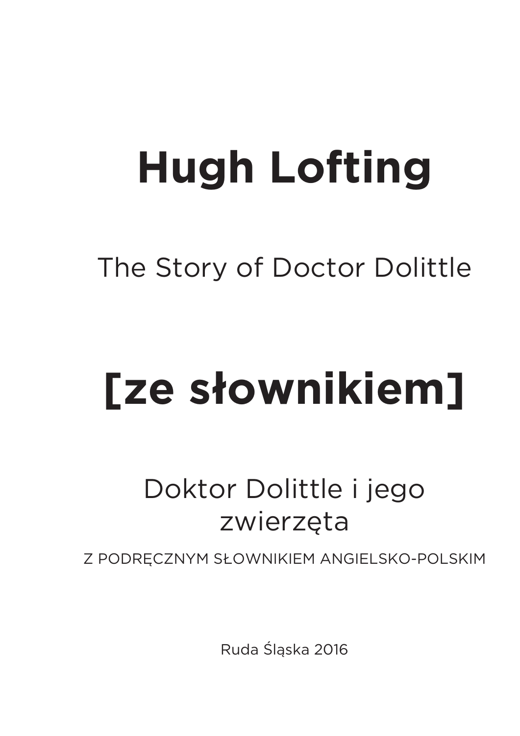# Hugh Lofting

The Story of Doctor Dolittle

# [ze słownikiem]

Doktor Dolittle i jego zwierzęta

Z PODRĘCZNYM SŁOWNIKIEM ANGIELSKO-POLSKIM

Ruda Śląska 2016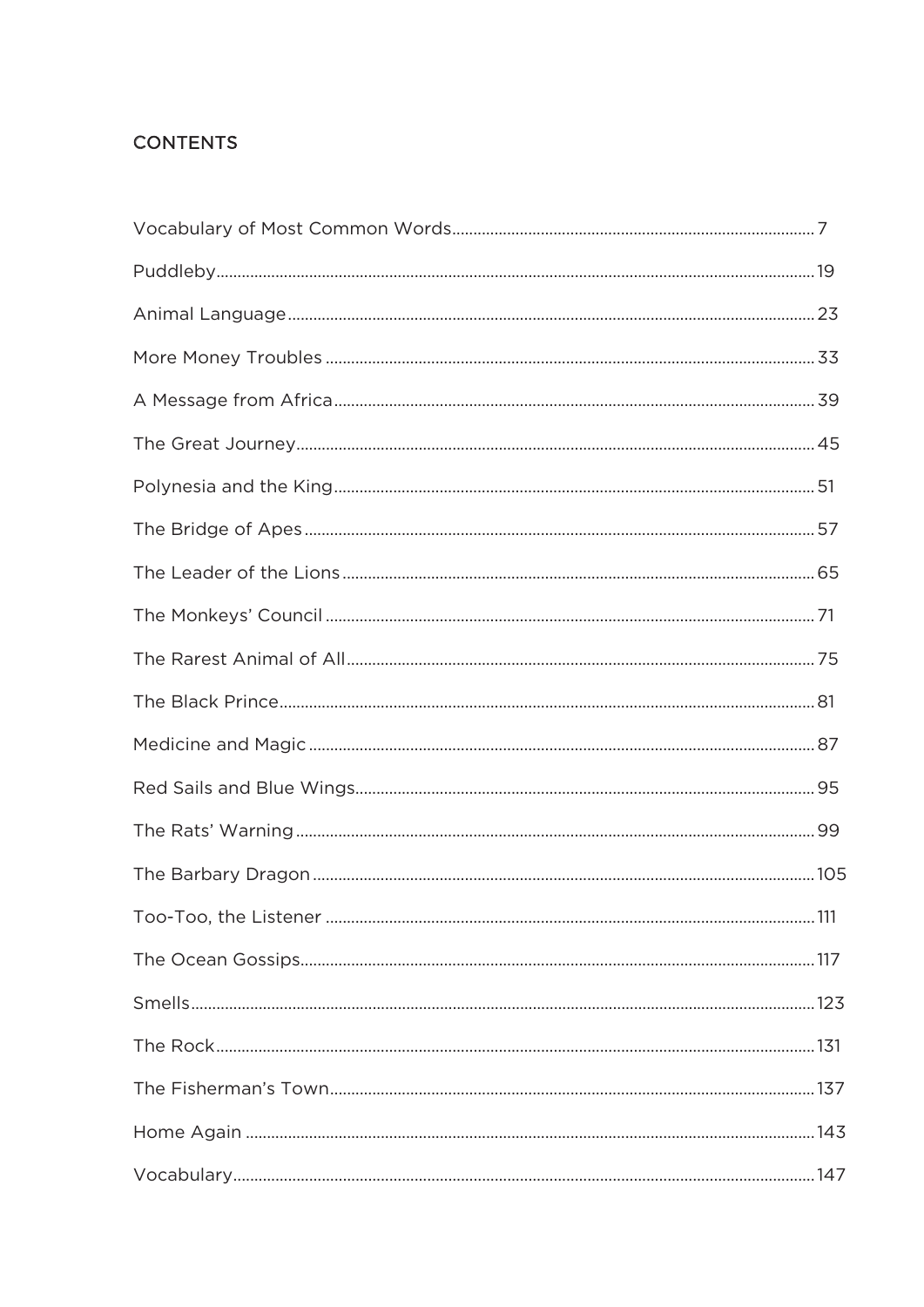# CONTENTS

| | |
|---|---|
| Vocabulary of Most Common Words | 7 |
| Puddleby | 19 |
| Animal Language | 23 |
| More Money Troubles | 33 |
| A Message from Africa | 39 |
| The Great Journey | 45 |
| Polynesia and the King | 51 |
| The Bridge of Apes | 57 |
| The Leader of the Lions | 65 |
| The Monkeys' Council | 71 |
| The Rarest Animal of All | 75 |
| The Black Prince | 81 |
| Medicine and Magic | 87 |
| Red Sails and Blue Wings | 95 |
| The Rats' Warning | 99 |
| The Barbary Dragon | 105 |
| Too-Too, the Listener | 111 |
| The Ocean Gossips | 117 |
| Smells | 123 |
| The Rock | 131 |
| The Fisherman's Town | 137 |
| Home Again | 143 |
| Vocabulary | 147 |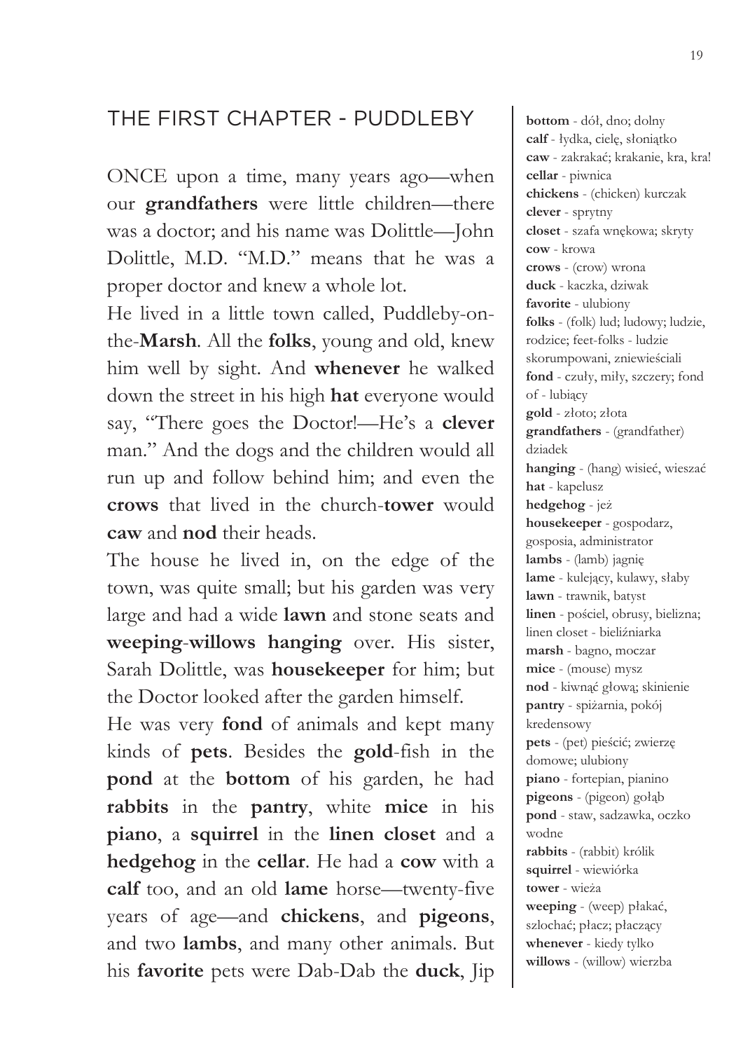## THE FIRST CHAPTER - PUDDLEBY

ONCE upon a time, many years ago—when our **grandfathers** were little children—there was a doctor; and his name was Dolittle—John Dolittle, M.D. "M.D." means that he was a proper doctor and knew a whole lot.

He lived in a little town called, Puddleby-on-the-**Marsh**. All the **folks**, young and old, knew him well by sight. And **whenever** he walked down the street in his high **hat** everyone would say, "There goes the Doctor!—He's a **clever** man." And the dogs and the children would all run up and follow behind him; and even the **crows** that lived in the church-**tower** would **caw** and **nod** their heads.

The house he lived in, on the edge of the town, was quite small; but his garden was very large and had a wide **lawn** and stone seats and **weeping**-**willows** **hanging** over. His sister, Sarah Dolittle, was **housekeeper** for him; but the Doctor looked after the garden himself.

He was very **fond** of animals and kept many kinds of **pets**. Besides the **gold**-fish in the **pond** at the **bottom** of his garden, he had **rabbits** in the **pantry**, white **mice** in his **piano**, a **squirrel** in the **linen** **closet** and a **hedgehog** in the **cellar**. He had a **cow** with a **calf** too, and an old **lame** horse—twenty-five years of age—and **chickens**, and **pigeons**, and two **lambs**, and many other animals. But his **favorite** pets were Dab-Dab the **duck**, Jip

**bottom** - dół, dno; dolny
**calf** - łydka, cielę, słoniątko
**caw** - zakrakać; krakanie, kra, kra!
**cellar** - piwnica
**chickens** - (chicken) kurczak
**clever** - sprytny
**closet** - szafa wnękowa; skryty
**cow** - krowa
**crows** - (crow) wrona
**duck** - kaczka, dziwak
**favorite** - ulubiony
**folks** - (folk) lud; ludowy; ludzie, rodzice; feet-folks - ludzie skorumpowani, zniewieściali
**fond** - czuły, miły, szczery; fond of - lubiący
**gold** - złoto; złota
**grandfathers** - (grandfather) dziadek
**hanging** - (hang) wisieć, wieszać
**hat** - kapelusz
**hedgehog** - jeż
**housekeeper** - gospodarz, gosposia, administrator
**lambs** - (lamb) jagnię
**lame** - kulejący, kulawy, słaby
**lawn** - trawnik, batyst
**linen** - pościel, obrusy, bielizna; linen closet - bieliźniarka
**marsh** - bagno, moczar
**mice** - (mouse) mysz
**nod** - kiwnąć głową; skinienie
**pantry** - spiżarnia, pokój kredensowy
**pets** - (pet) pieścić; zwierzę domowe; ulubiony
**piano** - fortepian, pianino
**pigeons** - (pigeon) gołąb
**pond** - staw, sadzawka, oczko wodne
**rabbits** - (rabbit) królik
**squirrel** - wiewiórka
**tower** - wieża
**weeping** - (weep) płakać, szlochać; płacz; płaczący
**whenever** - kiedy tylko
**willows** - (willow) wierzba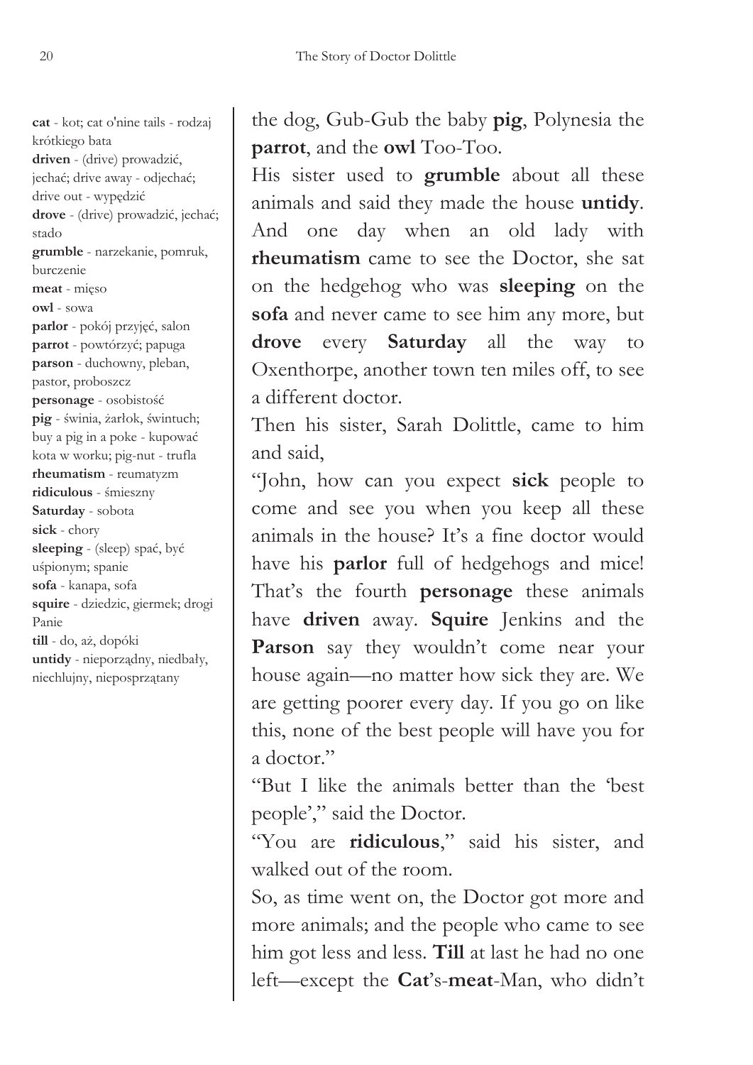**cat** - kot; cat o'nine tails - rodzaj krótkiego bata
**driven** - (drive) prowadzić, jechać; drive away - odjechać; drive out - wypędzić
**drove** - (drive) prowadzić, jechać; stado
**grumble** - narzekanie, pomruk, burczenie
**meat** - mięso
**owl** - sowa
**parlor** - pokój przyjęć, salon
**parrot** - powtórzyć; papuga
**parson** - duchowny, pleban, pastor, proboszcz
**personage** - osobistość
**pig** - świnia, żarłok, świntuch; buy a pig in a poke - kupować kota w worku; pig-nut - trufla
**rheumatism** - reumatyzm
**ridiculous** - śmieszny
**Saturday** - sobota
**sick** - chory
**sleeping** - (sleep) spać, być uśpionym; spanie
**sofa** - kanapa, sofa
**squire** - dziedzic, giermek; drogi Panie
**till** - do, aż, dopóki
**untidy** - nieporządny, niedbały, niechlujny, nieposprzątany

the dog, Gub-Gub the baby **pig**, Polynesia the **parrot**, and the **owl** Too-Too.

His sister used to **grumble** about all these animals and said they made the house **untidy**. And one day when an old lady with **rheumatism** came to see the Doctor, she sat on the hedgehog who was **sleeping** on the **sofa** and never came to see him any more, but **drove** every **Saturday** all the way to Oxenthorpe, another town ten miles off, to see a different doctor.

Then his sister, Sarah Dolittle, came to him and said,

"John, how can you expect **sick** people to come and see you when you keep all these animals in the house? It's a fine doctor would have his **parlor** full of hedgehogs and mice! That's the fourth **personage** these animals have **driven** away. **Squire** Jenkins and the **Parson** say they wouldn't come near your house again—no matter how sick they are. We are getting poorer every day. If you go on like this, none of the best people will have you for a doctor."

"But I like the animals better than the 'best people'," said the Doctor.

"You are **ridiculous**," said his sister, and walked out of the room.

So, as time went on, the Doctor got more and more animals; and the people who came to see him got less and less. **Till** at last he had no one left—except the **Cat**'s-**meat**-Man, who didn't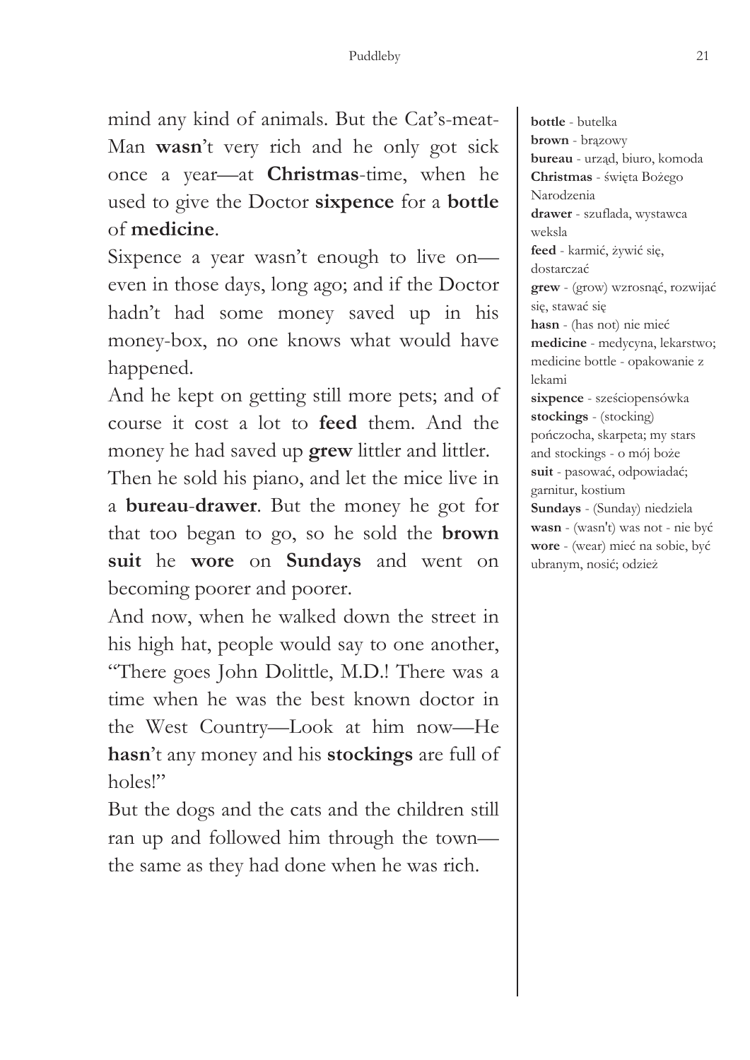mind any kind of animals. But the Cat's-meat-Man **wasn**'t very rich and he only got sick once a year—at **Christmas**-time, when he used to give the Doctor **sixpence** for a **bottle** of **medicine**.

Sixpence a year wasn't enough to live on—even in those days, long ago; and if the Doctor hadn't had some money saved up in his money-box, no one knows what would have happened.

And he kept on getting still more pets; and of course it cost a lot to **feed** them. And the money he had saved up **grew** littler and littler.

Then he sold his piano, and let the mice live in a **bureau**-**drawer**. But the money he got for that too began to go, so he sold the **brown suit** he **wore** on **Sundays** and went on becoming poorer and poorer.

And now, when he walked down the street in his high hat, people would say to one another, "There goes John Dolittle, M.D.! There was a time when he was the best known doctor in the West Country—Look at him now—He **hasn**'t any money and his **stockings** are full of holes!"

But the dogs and the cats and the children still ran up and followed him through the town—the same as they had done when he was rich.

**bottle** - butelka
**brown** - brązowy
**bureau** - urząd, biuro, komoda
**Christmas** - święta Bożego Narodzenia
**drawer** - szuflada, wystawca weksla
**feed** - karmić, żywić się, dostarczać
**grew** - (grow) wzrosnąć, rozwijać się, stawać się
**hasn** - (has not) nie mieć
**medicine** - medycyna, lekarstwo; medicine bottle - opakowanie z lekami
**sixpence** - sześciopensówka
**stockings** - (stocking) pończocha, skarpeta; my stars and stockings - o mój boże
**suit** - pasować, odpowiadać; garnitur, kostium
**Sundays** - (Sunday) niedziela
**wasn** - (wasn't) was not - nie być
**wore** - (wear) mieć na sobie, być ubranym, nosić; odzież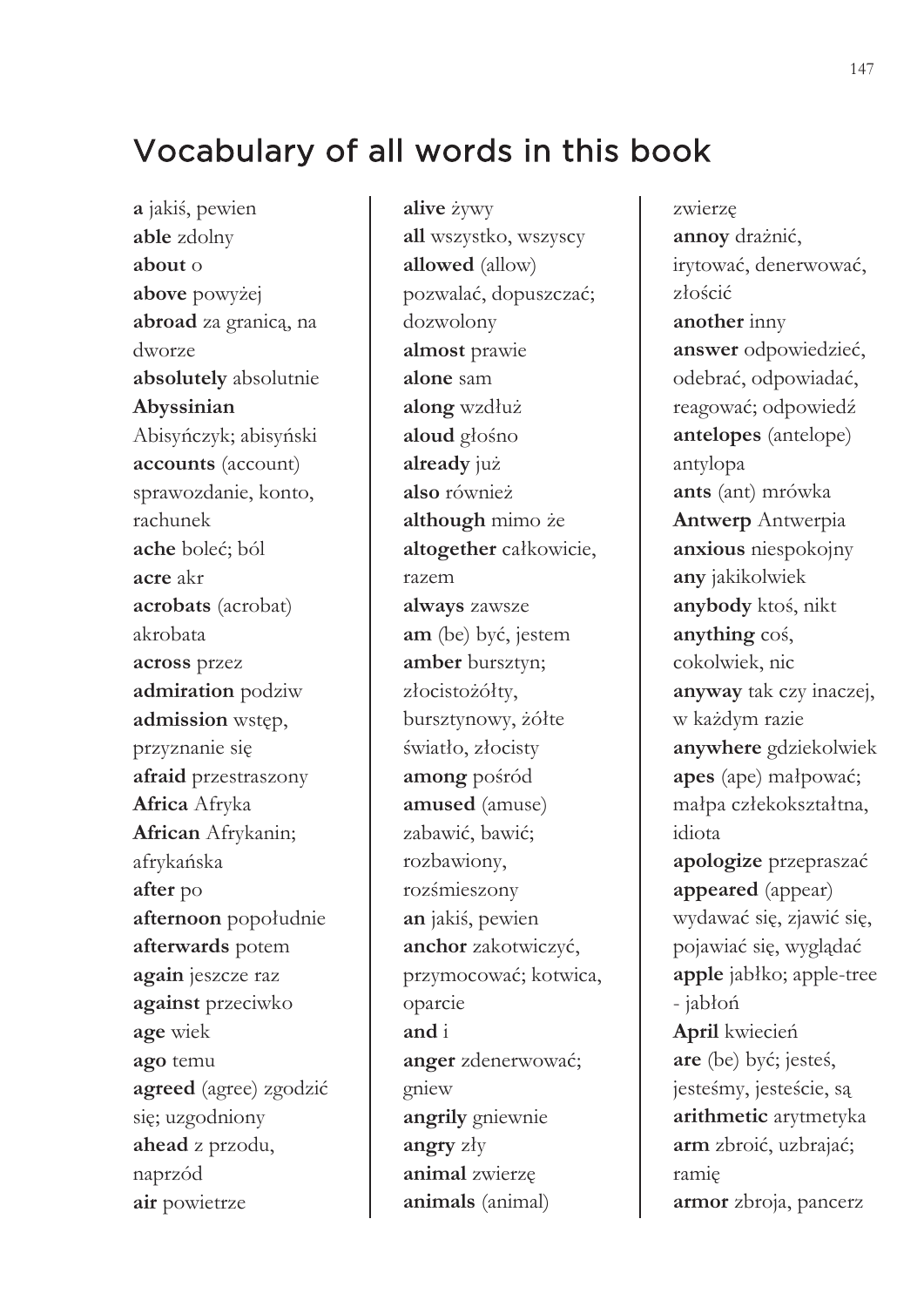# Vocabulary of all words in this book

**a** jakiś, pewien
**able** zdolny
**about** o
**above** powyżej
**abroad** za granicą, na dworze
**absolutely** absolutnie
**Abyssinian** Abisyńczyk; abisyński
**accounts** (account) sprawozdanie, konto, rachunek
**ache** boleć; ból
**acre** akr
**acrobats** (acrobat) akrobata
**across** przez
**admiration** podziw
**admission** wstęp, przyznanie się
**afraid** przestraszony
**Africa** Afryka
**African** Afrykanin; afrykańska
**after** po
**afternoon** popołudnie
**afterwards** potem
**again** jeszcze raz
**against** przeciwko
**age** wiek
**ago** temu
**agreed** (agree) zgodzić się; uzgodniony
**ahead** z przodu, naprzód
**air** powietrze
**alive** żywy
**all** wszystko, wszyscy
**allowed** (allow) pozwalać, dopuszczać; dozwolony
**almost** prawie
**alone** sam
**along** wzdłuż
**aloud** głośno
**already** już
**also** również
**although** mimo że
**altogether** całkowicie, razem
**always** zawsze
**am** (be) być, jestem
**amber** bursztyn; złocistożółty, bursztynowy, żółte światło, złocisty
**among** pośród
**amused** (amuse) zabawić, bawić; rozbawiony, rozśmieszony
**an** jakiś, pewien
**anchor** zakotwiczyć, przymocować; kotwica, oparcie
**and** i
**anger** zdenerwować; gniew
**angrily** gniewnie
**angry** zły
**animal** zwierzę
**animals** (animal) zwierzę
**annoy** drażnić, irytować, denerwować, złościć
**another** inny
**answer** odpowiedzieć, odebrać, odpowiadać, reagować; odpowiedź
**antelopes** (antelope) antylopa
**ants** (ant) mrówka
**Antwerp** Antwerpia
**anxious** niespokojny
**any** jakikolwiek
**anybody** ktoś, nikt
**anything** coś, cokolwiek, nic
**anyway** tak czy inaczej, w każdym razie
**anywhere** gdziekolwiek
**apes** (ape) małpować; małpa człekokształtna, idiota
**apologize** przepraszać
**appeared** (appear) wydawać się, zjawić się, pojawiać się, wyglądać
**apple** jabłko; apple-tree - jabłoń
**April** kwiecień
**are** (be) być; jesteś, jesteśmy, jesteście, są
**arithmetic** arytmetyka
**arm** zbroić, uzbrajać; ramię
**armor** zbroja, pancerz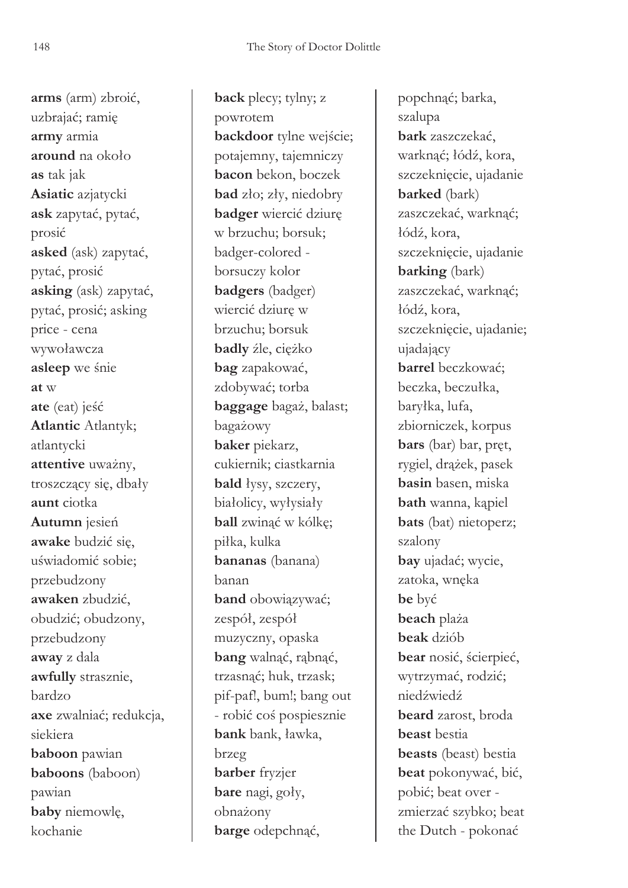**arms** (arm) zbroić, uzbrajać; ramię
**army** armia
**around** na około
**as** tak jak
**Asiatic** azjatycki
**ask** zapytać, pytać, prosić
**asked** (ask) zapytać, pytać, prosić
**asking** (ask) zapytać, pytać, prosić; asking price - cena wywoławcza
**asleep** we śnie
**at** w
**ate** (eat) jeść
**Atlantic** Atlantyk; atlantycki
**attentive** uważny, troszczący się, dbały
**aunt** ciotka
**Autumn** jesień
**awake** budzić się, uświadomić sobie; przebudzony
**awaken** zbudzić, obudzić; obudzony, przebudzony
**away** z dala
**awfully** strasznie, bardzo
**axe** zwalniać; redukcja, siekiera
**baboon** pawian
**baboons** (baboon) pawian
**baby** niemowlę, kochanie
**back** plecy; tylny; z powrotem
**backdoor** tylne wejście; potajemny, tajemniczy
**bacon** bekon, boczek
**bad** zło; zły, niedobry
**badger** wiercić dziurę w brzuchu; borsuk; badger-colored - borsuczy kolor
**badgers** (badger) wiercić dziurę w brzuchu; borsuk
**badly** źle, ciężko
**bag** zapakować, zdobywać; torba
**baggage** bagaż, balast; bagażowy
**baker** piekarz, cukiernik; ciastkarnia
**bald** łysy, szczery, białolicy, wyłysiały
**ball** zwinąć w kólkę; piłka, kulka
**bananas** (banana) banan
**band** obowiązywać; zespół, zespół muzyczny, opaska
**bang** walnąć, rąbnąć, trzasnąć; huk, trzask; pif-paf!, bum!; bang out - robić coś pospiesznie
**bank** bank, ławka, brzeg
**barber** fryzjer
**bare** nagi, goły, obnażony
**barge** odepchnąć, popchnąć; barka, szalupa
**bark** zaszczekać, warknąć; łódź, kora, szczeknięcie, ujadanie
**barked** (bark) zaszczekać, warknąć; łódź, kora, szczeknięcie, ujadanie
**barking** (bark) zaszczekać, warknąć; łódź, kora, szczeknięcie, ujadanie; ujadający
**barrel** beczkować; beczka, beczułka, baryłka, lufa, zbiorniczek, korpus
**bars** (bar) bar, pręt, rygiel, drążek, pasek
**basin** basen, miska
**bath** wanna, kąpiel
**bats** (bat) nietoperz; szalony
**bay** ujadać; wycie, zatoka, wnęka
**be** być
**beach** plaża
**beak** dziób
**bear** nosić, ścierpieć, wytrzymać, rodzić; niedźwiedź
**beard** zarost, broda
**beast** bestia
**beasts** (beast) bestia
**beat** pokonywać, bić, pobić; beat over - zmierzać szybko; beat the Dutch - pokonać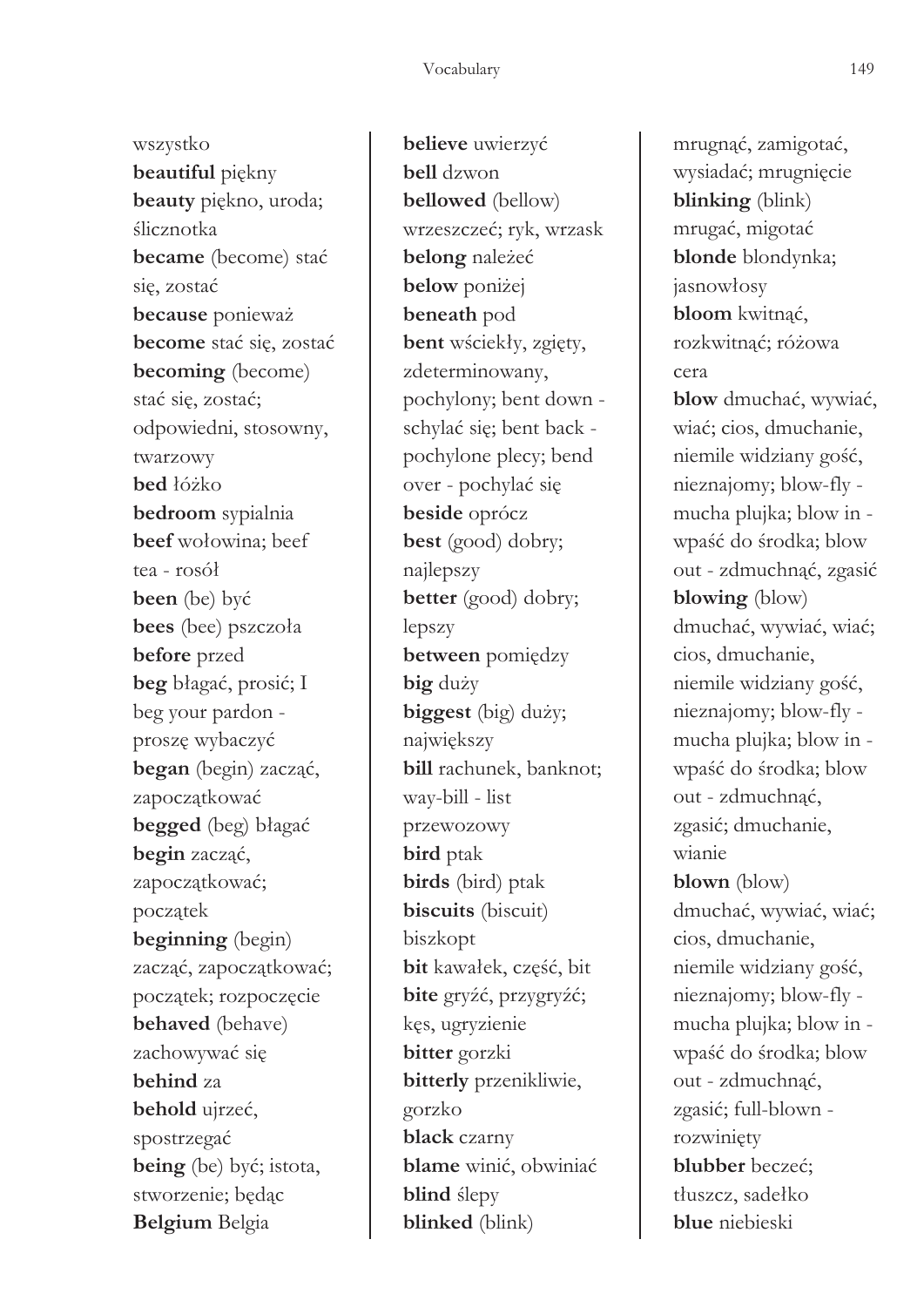wszystko
**beautiful** piękny
**beauty** piękno, uroda; ślicznotka
**became** (become) stać się, zostać
**because** ponieważ
**become** stać się, zostać
**becoming** (become) stać się, zostać; odpowiedni, stosowny, twarzowy
**bed** łóżko
**bedroom** sypialnia
**beef** wołowina; beef tea - rosół
**been** (be) być
**bees** (bee) pszczoła
**before** przed
**beg** błagać, prosić; I beg your pardon - proszę wybaczyć
**began** (begin) zacząć, zapoczątkować
**begged** (beg) błagać
**begin** zacząć, zapoczątkować; początek
**beginning** (begin) zacząć, zapoczątkować; początek; rozpoczęcie
**behaved** (behave) zachowywać się
**behind** za
**behold** ujrzeć, spostrzegać
**being** (be) być; istota, stworzenie; będąc
**Belgium** Belgia
**believe** uwierzyć
**bell** dzwon
**bellowed** (bellow) wrzeszczeć; ryk, wrzask
**belong** należeć
**below** poniżej
**beneath** pod
**bent** wściekły, zgięty, zdeterminowany, pochylony; bent down - schylać się; bent back - pochylone plecy; bend over - pochylać się
**beside** oprócz
**best** (good) dobry; najlepszy
**better** (good) dobry; lepszy
**between** pomiędzy
**big** duży
**biggest** (big) duży; największy
**bill** rachunek, banknot; way-bill - list przewozowy
**bird** ptak
**birds** (bird) ptak
**biscuits** (biscuit) biszkopt
**bit** kawałek, część, bit
**bite** gryźć, przygryźć; kęs, ugryzienie
**bitter** gorzki
**bitterly** przenikliwie, gorzko
**black** czarny
**blame** winić, obwiniać
**blind** ślepy
**blinked** (blink) mrugnąć, zamigotać, wysiadać; mrugnięcie
**blinking** (blink) mrugać, migotać
**blonde** blondynka; jasnowłosy
**bloom** kwitnąć, rozkwitnąć; różowa cera
**blow** dmuchać, wywiać, wiać; cios, dmuchanie, niemile widziany gość, nieznajomy; blow-fly - mucha plujka; blow in - wpaść do środka; blow out - zdmuchnąć, zgasić
**blowing** (blow) dmuchać, wywiać, wiać; cios, dmuchanie, niemile widziany gość, nieznajomy; blow-fly - mucha plujka; blow in - wpaść do środka; blow out - zdmuchnąć, zgasić; dmuchanie, wianie
**blown** (blow) dmuchać, wywiać, wiać; cios, dmuchanie, niemile widziany gość, nieznajomy; blow-fly - mucha plujka; blow in - wpaść do środka; blow out - zdmuchnąć, zgasić; full-blown - rozwinięty
**blubber** beczeć; tłuszcz, sadełko
**blue** niebieski